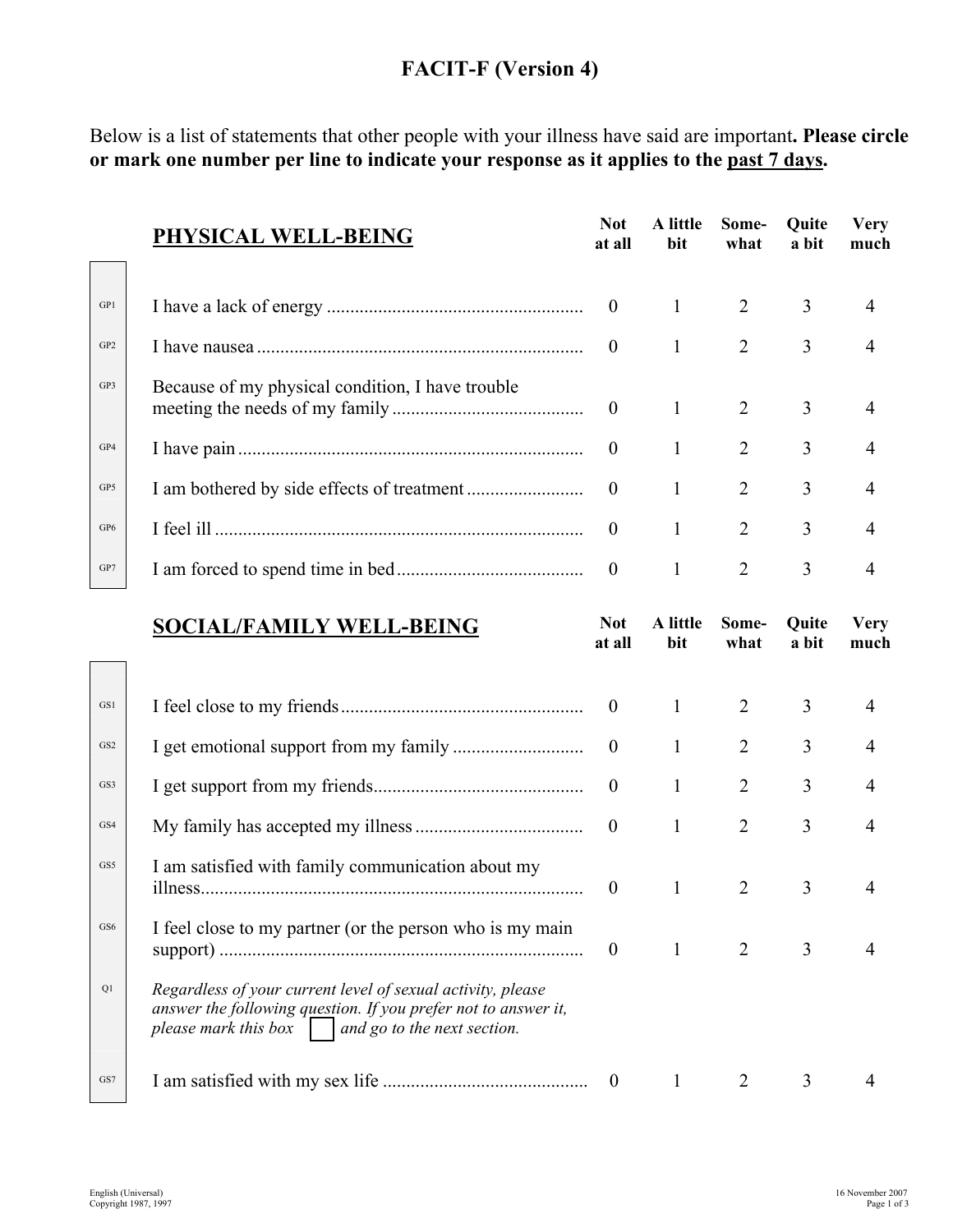# FACIT-F (Version 4)

Below is a list of statements that other people with your illness have said are important. **Please circle or mark one number per line to indicate your response as it applies to the past 7 days.**

## PHYSICAL WELL-BEING

| | | Not at all | A little bit | Some-what | Quite a bit | Very much |
|---|---|---|---|---|---|---|
| GP1 | I have a lack of energy | 0 | 1 | 2 | 3 | 4 |
| GP2 | I have nausea | 0 | 1 | 2 | 3 | 4 |
| GP3 | Because of my physical condition, I have trouble meeting the needs of my family | 0 | 1 | 2 | 3 | 4 |
| GP4 | I have pain | 0 | 1 | 2 | 3 | 4 |
| GP5 | I am bothered by side effects of treatment | 0 | 1 | 2 | 3 | 4 |
| GP6 | I feel ill | 0 | 1 | 2 | 3 | 4 |
| GP7 | I am forced to spend time in bed | 0 | 1 | 2 | 3 | 4 |

## SOCIAL/FAMILY WELL-BEING

| | | Not at all | A little bit | Some-what | Quite a bit | Very much |
|---|---|---|---|---|---|---|
| GS1 | I feel close to my friends | 0 | 1 | 2 | 3 | 4 |
| GS2 | I get emotional support from my family | 0 | 1 | 2 | 3 | 4 |
| GS3 | I get support from my friends | 0 | 1 | 2 | 3 | 4 |
| GS4 | My family has accepted my illness | 0 | 1 | 2 | 3 | 4 |
| GS5 | I am satisfied with family communication about my illness | 0 | 1 | 2 | 3 | 4 |
| GS6 | I feel close to my partner (or the person who is my main support) | 0 | 1 | 2 | 3 | 4 |
| Q1 | *Regardless of your current level of sexual activity, please answer the following question. If you prefer not to answer it, please mark this box* ☐ *and go to the next section.* | | | | | |
| GS7 | I am satisfied with my sex life | 0 | 1 | 2 | 3 | 4 |

English (Universal)
Copyright 1987, 1997

16 November 2007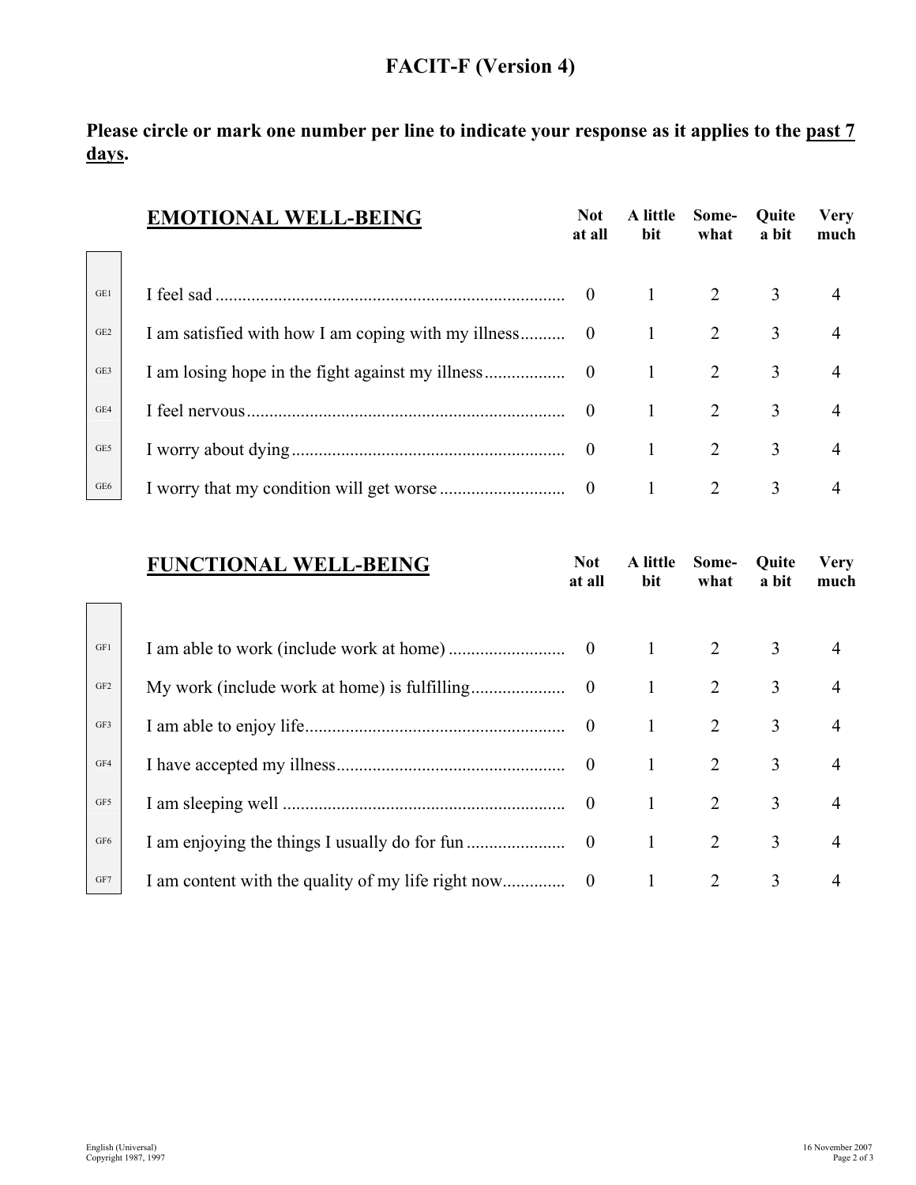# FACIT-F (Version 4)

**Please circle or mark one number per line to indicate your response as it applies to the past 7 days.**

| | **EMOTIONAL WELL-BEING** | **Not at all** | **A little bit** | **Some-what** | **Quite a bit** | **Very much** |
|---|---|---|---|---|---|---|
| GE1 | I feel sad | 0 | 1 | 2 | 3 | 4 |
| GE2 | I am satisfied with how I am coping with my illness | 0 | 1 | 2 | 3 | 4 |
| GE3 | I am losing hope in the fight against my illness | 0 | 1 | 2 | 3 | 4 |
| GE4 | I feel nervous | 0 | 1 | 2 | 3 | 4 |
| GE5 | I worry about dying | 0 | 1 | 2 | 3 | 4 |
| GE6 | I worry that my condition will get worse | 0 | 1 | 2 | 3 | 4 |

| | **FUNCTIONAL WELL-BEING** | **Not at all** | **A little bit** | **Some-what** | **Quite a bit** | **Very much** |
|---|---|---|---|---|---|---|
| GF1 | I am able to work (include work at home) | 0 | 1 | 2 | 3 | 4 |
| GF2 | My work (include work at home) is fulfilling | 0 | 1 | 2 | 3 | 4 |
| GF3 | I am able to enjoy life | 0 | 1 | 2 | 3 | 4 |
| GF4 | I have accepted my illness | 0 | 1 | 2 | 3 | 4 |
| GF5 | I am sleeping well | 0 | 1 | 2 | 3 | 4 |
| GF6 | I am enjoying the things I usually do for fun | 0 | 1 | 2 | 3 | 4 |
| GF7 | I am content with the quality of my life right now | 0 | 1 | 2 | 3 | 4 |

English (Universal)
Copyright 1987, 1997

16 November 2007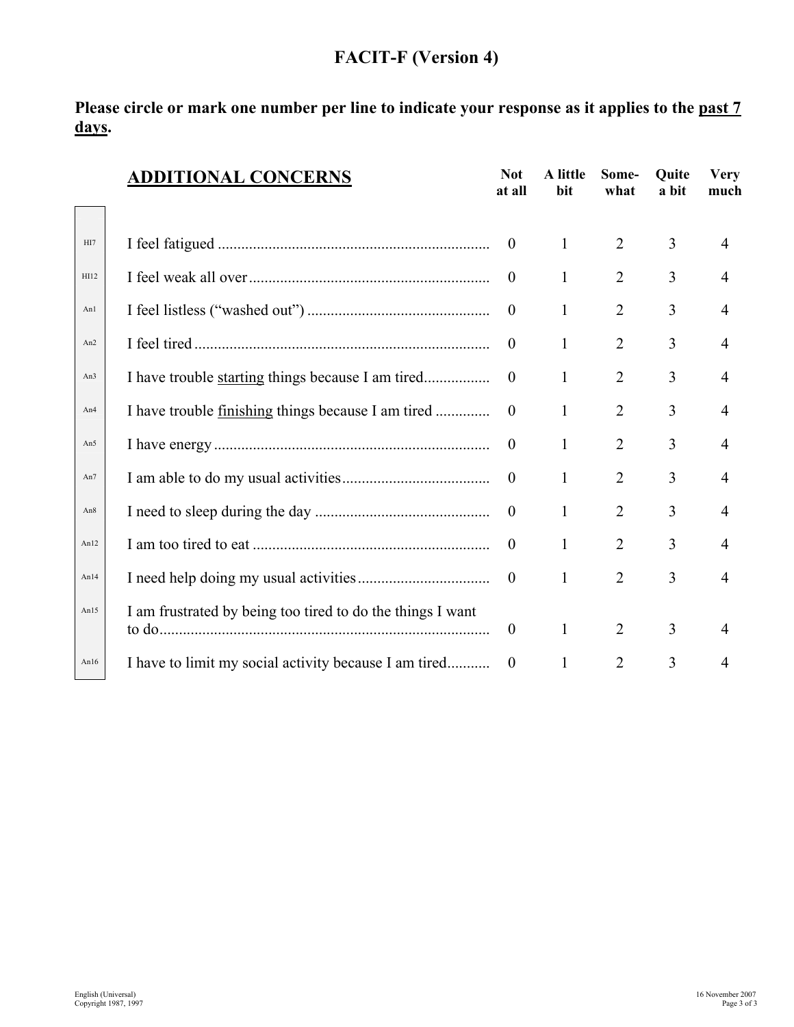# FACIT-F (Version 4)

**Please circle or mark one number per line to indicate your response as it applies to the past 7 days.**

| | ADDITIONAL CONCERNS | Not at all | A little bit | Some-what | Quite a bit | Very much |
|---|---|---|---|---|---|---|
| HI7 | I feel fatigued | 0 | 1 | 2 | 3 | 4 |
| HI12 | I feel weak all over | 0 | 1 | 2 | 3 | 4 |
| An1 | I feel listless ("washed out") | 0 | 1 | 2 | 3 | 4 |
| An2 | I feel tired | 0 | 1 | 2 | 3 | 4 |
| An3 | I have trouble starting things because I am tired | 0 | 1 | 2 | 3 | 4 |
| An4 | I have trouble finishing things because I am tired | 0 | 1 | 2 | 3 | 4 |
| An5 | I have energy | 0 | 1 | 2 | 3 | 4 |
| An7 | I am able to do my usual activities | 0 | 1 | 2 | 3 | 4 |
| An8 | I need to sleep during the day | 0 | 1 | 2 | 3 | 4 |
| An12 | I am too tired to eat | 0 | 1 | 2 | 3 | 4 |
| An14 | I need help doing my usual activities | 0 | 1 | 2 | 3 | 4 |
| An15 | I am frustrated by being too tired to do the things I want to do | 0 | 1 | 2 | 3 | 4 |
| An16 | I have to limit my social activity because I am tired | 0 | 1 | 2 | 3 | 4 |

English (Universal)
Copyright 1987, 1997

16 November 2007